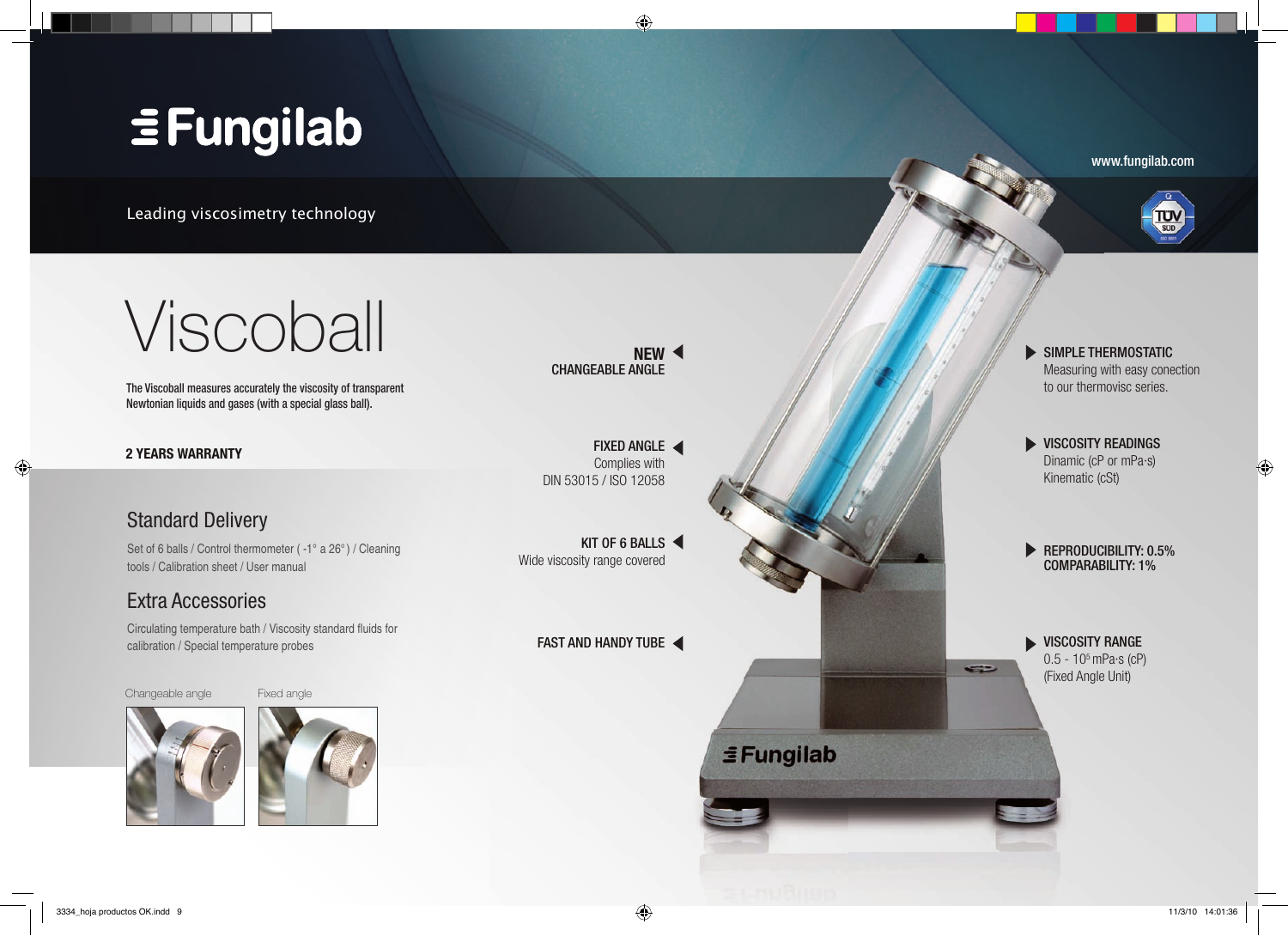# Fungilab

Leading viscosimetry technology

www.fungilab.com

# Viscoball

The Viscoball measures accurately the viscosity of transparent Newtonian liquids and gases (with a special glass ball).

**2 YEARS WARRANTY**

## Standard Delivery

Set of 6 balls / Control thermometer ( -1° a 26° ) / Cleaning tools / Calibration sheet / User manual

## Extra Accessories

Circulating temperature bath / Viscosity standard fluids for calibration / Special temperature probes

Changeable angle

Fixed angle

**NEW**
**CHANGEABLE ANGLE**

**FIXED ANGLE**
Complies with
DIN 53015 / ISO 12058

**KIT OF 6 BALLS**
Wide viscosity range covered

**FAST AND HANDY TUBE**

**SIMPLE THERMOSTATIC**
Measuring with easy conection to our thermovisc series.

**VISCOSITY READINGS**
Dinamic (cP or mPa·s)
Kinematic (cSt)

**REPRODUCIBILITY: 0.5%**
**COMPARABILITY: 1%**

**VISCOSITY RANGE**
0.5 - $10^5$ mPa·s (cP)
(Fixed Angle Unit)

Fungilab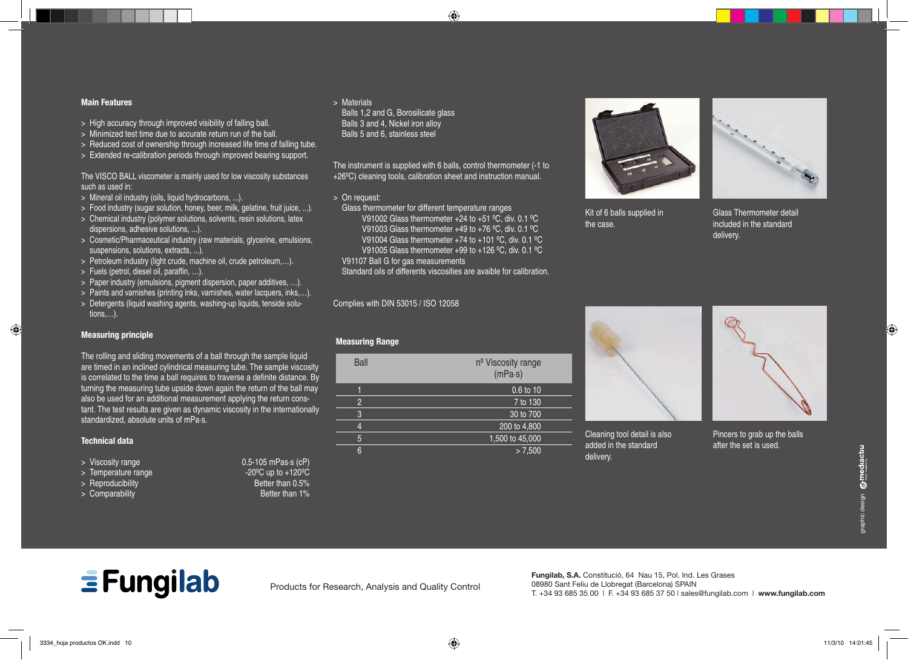### Main Features

- > High accuracy through improved visibility of falling ball.
- > Minimized test time due to accurate return run of the ball.
- > Reduced cost of ownership through increased life time of falling tube.
- > Extended re-calibration periods through improved bearing support.

The VISCO BALL viscometer is mainly used for low viscosity substances such as used in:

- > Mineral oil industry (oils, liquid hydrocarbons, ...).
- > Food industry (sugar solution, honey, beer, milk, gelatine, fruit juice, ...).
- > Chemical industry (polymer solutions, solvents, resin solutions, latex dispersions, adhesive solutions, ...).
- > Cosmetic/Pharmaceutical industry (raw materials, glycerine, emulsions, suspensions, solutions, extracts, ...).
- > Petroleum industry (light crude, machine oil, crude petroleum,…).
- > Fuels (petrol, diesel oil, paraffin, …).
- > Paper industry (emulsions, pigment dispersion, paper additives, …).
- > Paints and varnishes (printing inks, varnishes, water lacquers, inks,…).
- > Detergents (liquid washing agents, washing-up liquids, tenside solutions,…).

### Measuring principle

The rolling and sliding movements of a ball through the sample liquid are timed in an inclined cylindrical measuring tube. The sample viscosity is correlated to the time a ball requires to traverse a definite distance. By turning the measuring tube upside down again the return of the ball may also be used for an additional measurement applying the return constant. The test results are given as dynamic viscosity in the internationally standardized, absolute units of mPa·s.

### Technical data

| | |
|---|---|
| > Viscosity range | 0.5-105 mPa·s (cP) |
| > Temperature range | -20ºC up to +120ºC |
| > Reproducibility | Better than 0.5% |
| > Comparability | Better than 1% |

> Materials
Balls 1,2 and G, Borosilicate glass
Balls 3 and 4, Nickel iron alloy
Balls 5 and 6, stainless steel

The instrument is supplied with 6 balls, control thermometer (-1 to +26ºC) cleaning tools, calibration sheet and instruction manual.

> On request:
Glass thermometer for different temperature ranges
V91002 Glass thermometer +24 to +51 ºC, div. 0.1 ºC
V91003 Glass thermometer +49 to +76 ºC, div. 0.1 ºC
V91004 Glass thermometer +74 to +101 ºC, div. 0.1 ºC
V91005 Glass thermometer +99 to +126 ºC, div. 0.1 ºC
V91107 Ball G for gas measurements
Standard oils of differents viscosities are avaible for calibration.

Complies with DIN 53015 / ISO 12058

### Measuring Range

| Ball | nº Viscosity range (mPa·s) |
|---|---|
| 1 | 0.6 to 10 |
| 2 | 7 to 130 |
| 3 | 30 to 700 |
| 4 | 200 to 4,800 |
| 5 | 1,500 to 45,000 |
| 6 | > 7,500 |

Kit of 6 balls supplied in the case.

Glass Thermometer detail included in the standard delivery.

Cleaning tool detail is also added in the standard delivery.

Pincers to grab up the balls after the set is used.

Fungilab

Products for Research, Analysis and Quality Control

**Fungilab, S.A.** Constitució, 64 Nau 15, Pol. Ind. Les Grases
08980 Sant Feliu de Llobregat (Barcelona) SPAIN
T. +34 93 685 35 00 | F. +34 93 685 37 50 | sales@fungilab.com | **www.fungilab.com**